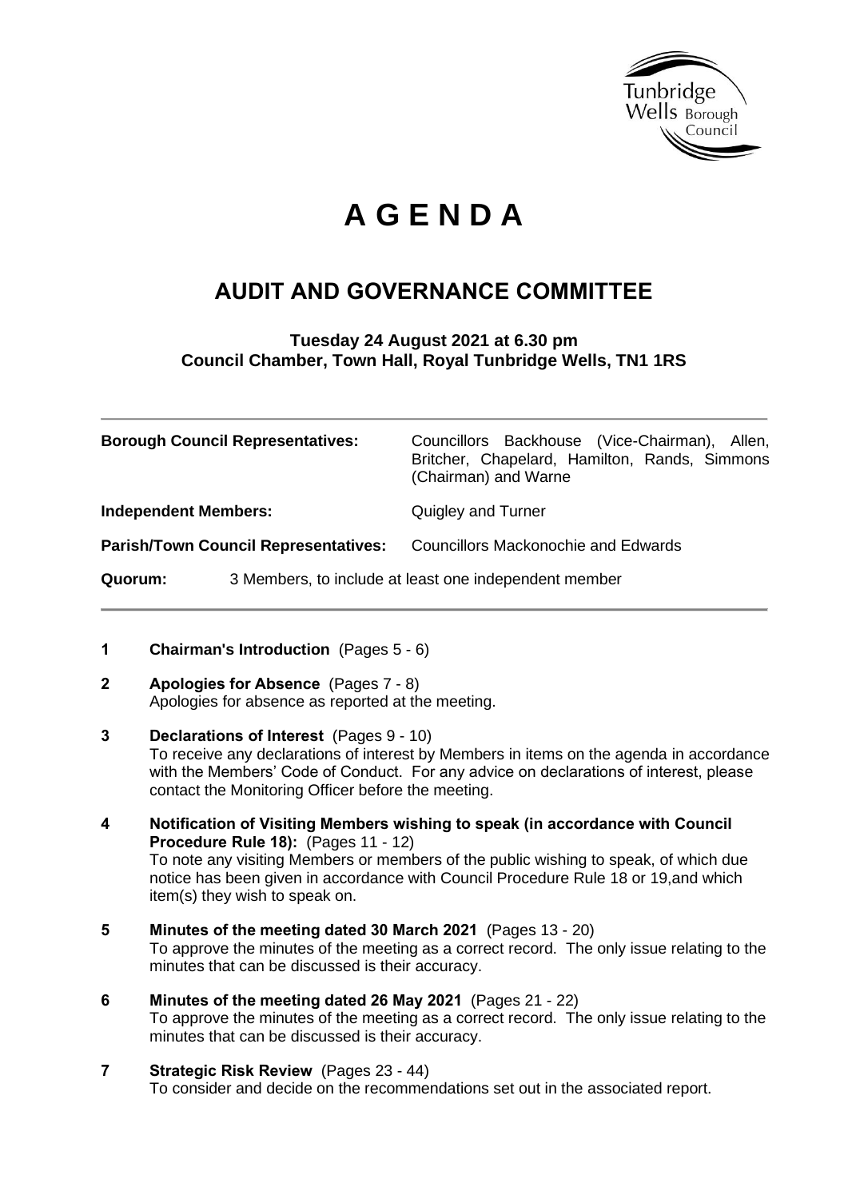# A G E N D A

## AUDIT AND GOVERNANCE COMMITTEE

**Tuesday 24 August 2021 at 6.30 pm**
**Council Chamber, Town Hall, Royal Tunbridge Wells, TN1 1RS**

| | |
|---|---|
| **Borough Council Representatives:** | Councillors Backhouse (Vice-Chairman), Allen, Britcher, Chapelard, Hamilton, Rands, Simmons (Chairman) and Warne |
| **Independent Members:** | Quigley and Turner |
| **Parish/Town Council Representatives:** | Councillors Mackonochie and Edwards |
| **Quorum:** | 3 Members, to include at least one independent member |

**1 Chairman's Introduction** (Pages 5 - 6)

**2 Apologies for Absence** (Pages 7 - 8)
Apologies for absence as reported at the meeting.

**3 Declarations of Interest** (Pages 9 - 10)
To receive any declarations of interest by Members in items on the agenda in accordance with the Members' Code of Conduct. For any advice on declarations of interest, please contact the Monitoring Officer before the meeting.

**4 Notification of Visiting Members wishing to speak (in accordance with Council Procedure Rule 18):** (Pages 11 - 12)
To note any visiting Members or members of the public wishing to speak, of which due notice has been given in accordance with Council Procedure Rule 18 or 19,and which item(s) they wish to speak on.

**5 Minutes of the meeting dated 30 March 2021** (Pages 13 - 20)
To approve the minutes of the meeting as a correct record. The only issue relating to the minutes that can be discussed is their accuracy.

**6 Minutes of the meeting dated 26 May 2021** (Pages 21 - 22)
To approve the minutes of the meeting as a correct record. The only issue relating to the minutes that can be discussed is their accuracy.

**7 Strategic Risk Review** (Pages 23 - 44)
To consider and decide on the recommendations set out in the associated report.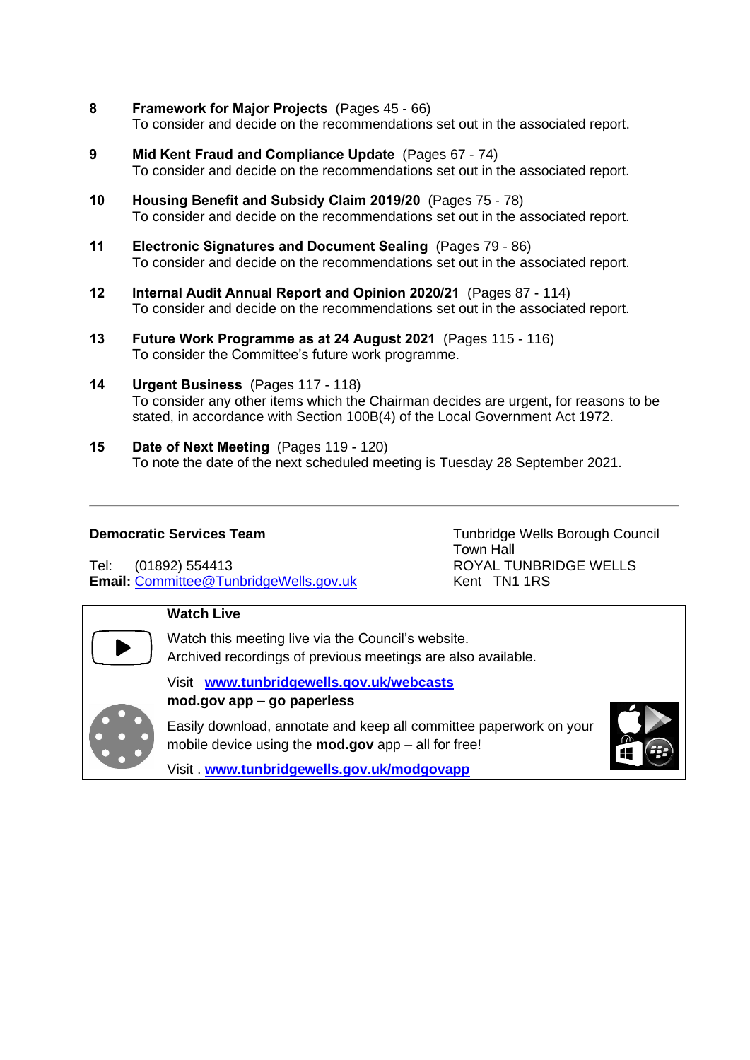8 **Framework for Major Projects** (Pages 45 - 66)
To consider and decide on the recommendations set out in the associated report.

9 **Mid Kent Fraud and Compliance Update** (Pages 67 - 74)
To consider and decide on the recommendations set out in the associated report.

10 **Housing Benefit and Subsidy Claim 2019/20** (Pages 75 - 78)
To consider and decide on the recommendations set out in the associated report.

11 **Electronic Signatures and Document Sealing** (Pages 79 - 86)
To consider and decide on the recommendations set out in the associated report.

12 **Internal Audit Annual Report and Opinion 2020/21** (Pages 87 - 114)
To consider and decide on the recommendations set out in the associated report.

13 **Future Work Programme as at 24 August 2021** (Pages 115 - 116)
To consider the Committee's future work programme.

14 **Urgent Business** (Pages 117 - 118)
To consider any other items which the Chairman decides are urgent, for reasons to be stated, in accordance with Section 100B(4) of the Local Government Act 1972.

15 **Date of Next Meeting** (Pages 119 - 120)
To note the date of the next scheduled meeting is Tuesday 28 September 2021.

---

**Democratic Services Team**

Tel: (01892) 554413
**Email:** Committee@TunbridgeWells.gov.uk

Tunbridge Wells Borough Council
Town Hall
ROYAL TUNBRIDGE WELLS
Kent TN1 1RS

**Watch Live**

Watch this meeting live via the Council's website.
Archived recordings of previous meetings are also available.

Visit **www.tunbridgewells.gov.uk/webcasts**

**mod.gov app – go paperless**

Easily download, annotate and keep all committee paperwork on your mobile device using the **mod.gov** app – all for free!

Visit . **www.tunbridgewells.gov.uk/modgovapp**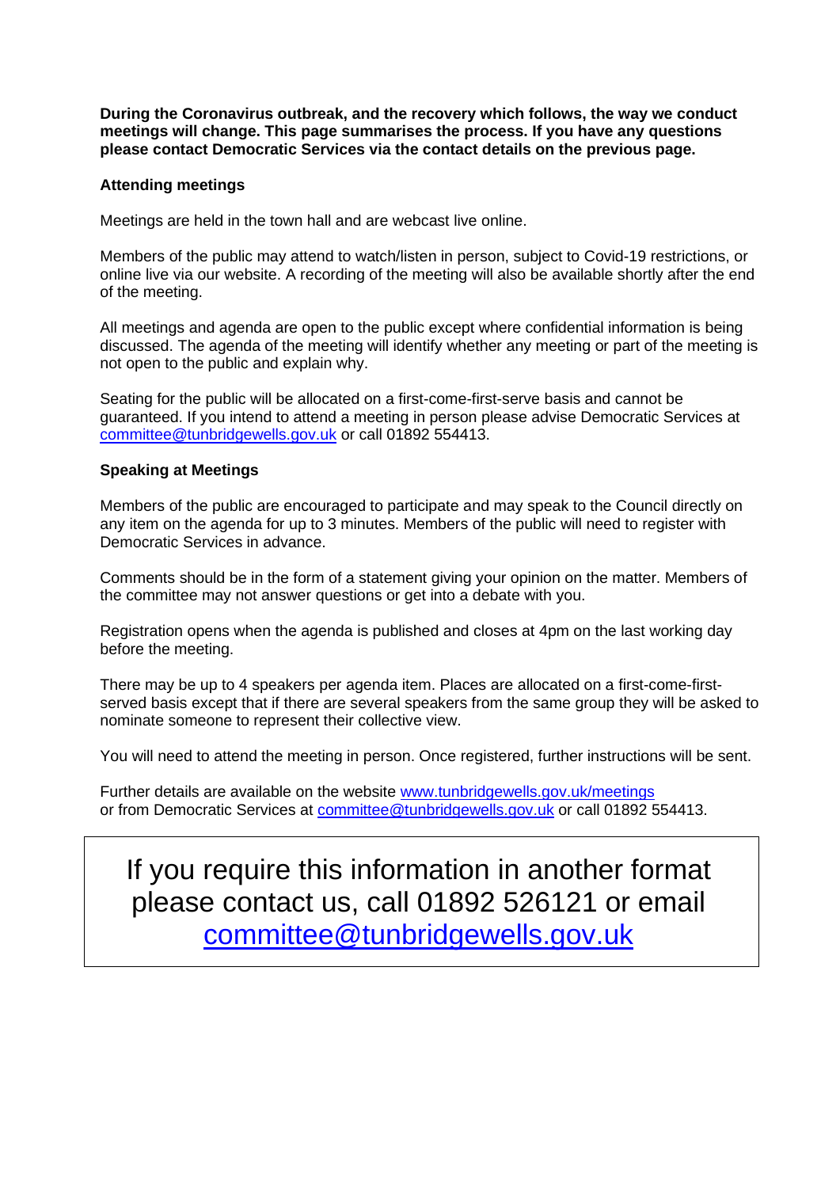**During the Coronavirus outbreak, and the recovery which follows, the way we conduct meetings will change. This page summarises the process. If you have any questions please contact Democratic Services via the contact details on the previous page.**

**Attending meetings**

Meetings are held in the town hall and are webcast live online.

Members of the public may attend to watch/listen in person, subject to Covid-19 restrictions, or online live via our website. A recording of the meeting will also be available shortly after the end of the meeting.

All meetings and agenda are open to the public except where confidential information is being discussed. The agenda of the meeting will identify whether any meeting or part of the meeting is not open to the public and explain why.

Seating for the public will be allocated on a first-come-first-serve basis and cannot be guaranteed. If you intend to attend a meeting in person please advise Democratic Services at committee@tunbridgewells.gov.uk or call 01892 554413.

**Speaking at Meetings**

Members of the public are encouraged to participate and may speak to the Council directly on any item on the agenda for up to 3 minutes. Members of the public will need to register with Democratic Services in advance.

Comments should be in the form of a statement giving your opinion on the matter. Members of the committee may not answer questions or get into a debate with you.

Registration opens when the agenda is published and closes at 4pm on the last working day before the meeting.

There may be up to 4 speakers per agenda item. Places are allocated on a first-come-first-served basis except that if there are several speakers from the same group they will be asked to nominate someone to represent their collective view.

You will need to attend the meeting in person. Once registered, further instructions will be sent.

Further details are available on the website www.tunbridgewells.gov.uk/meetings or from Democratic Services at committee@tunbridgewells.gov.uk or call 01892 554413.

If you require this information in another format please contact us, call 01892 526121 or email committee@tunbridgewells.gov.uk